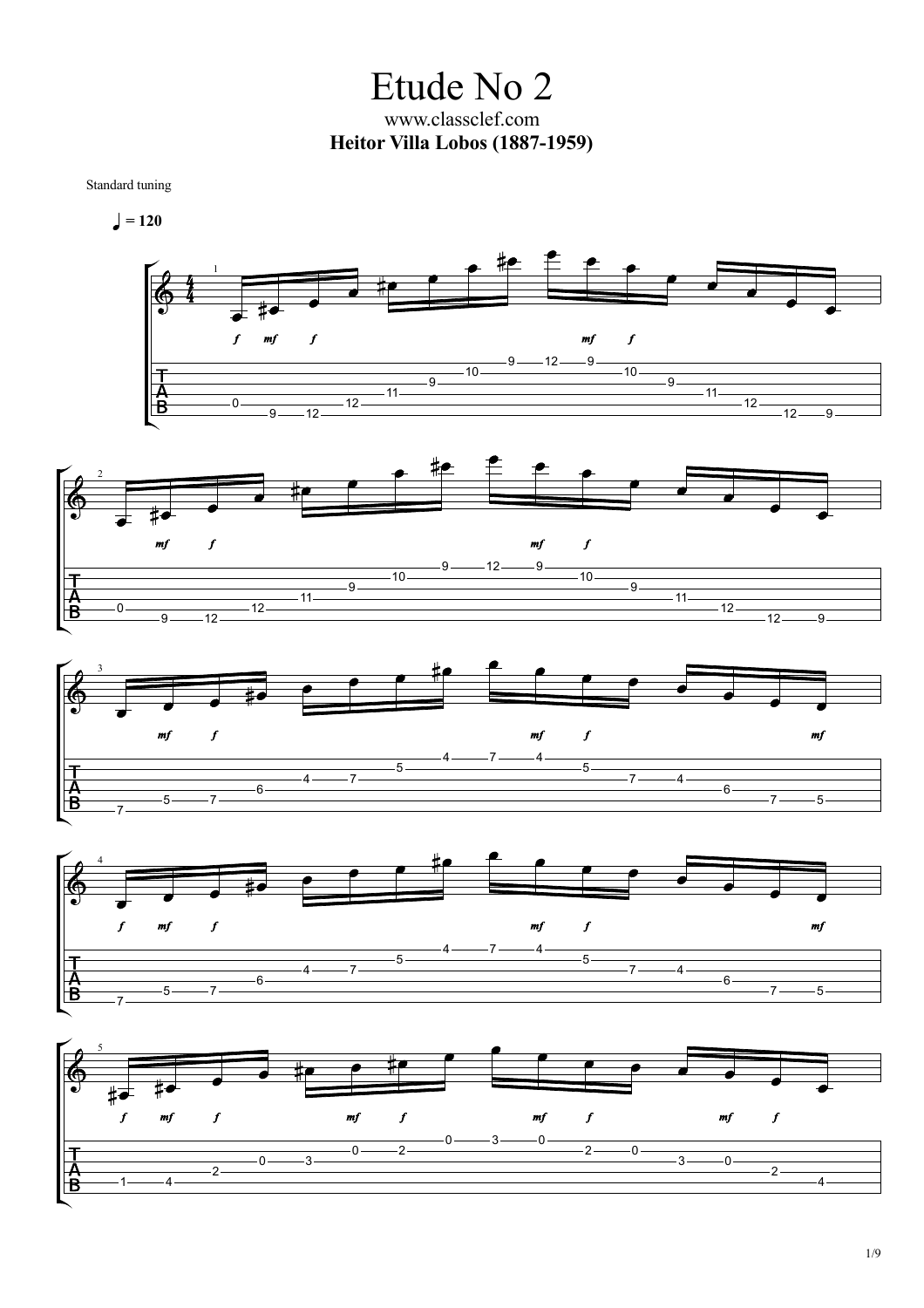# Etude No 2

www.classclef.com

**Heitor Villa Lobos (1887-1959)**

Standard tuning

♩ = 120